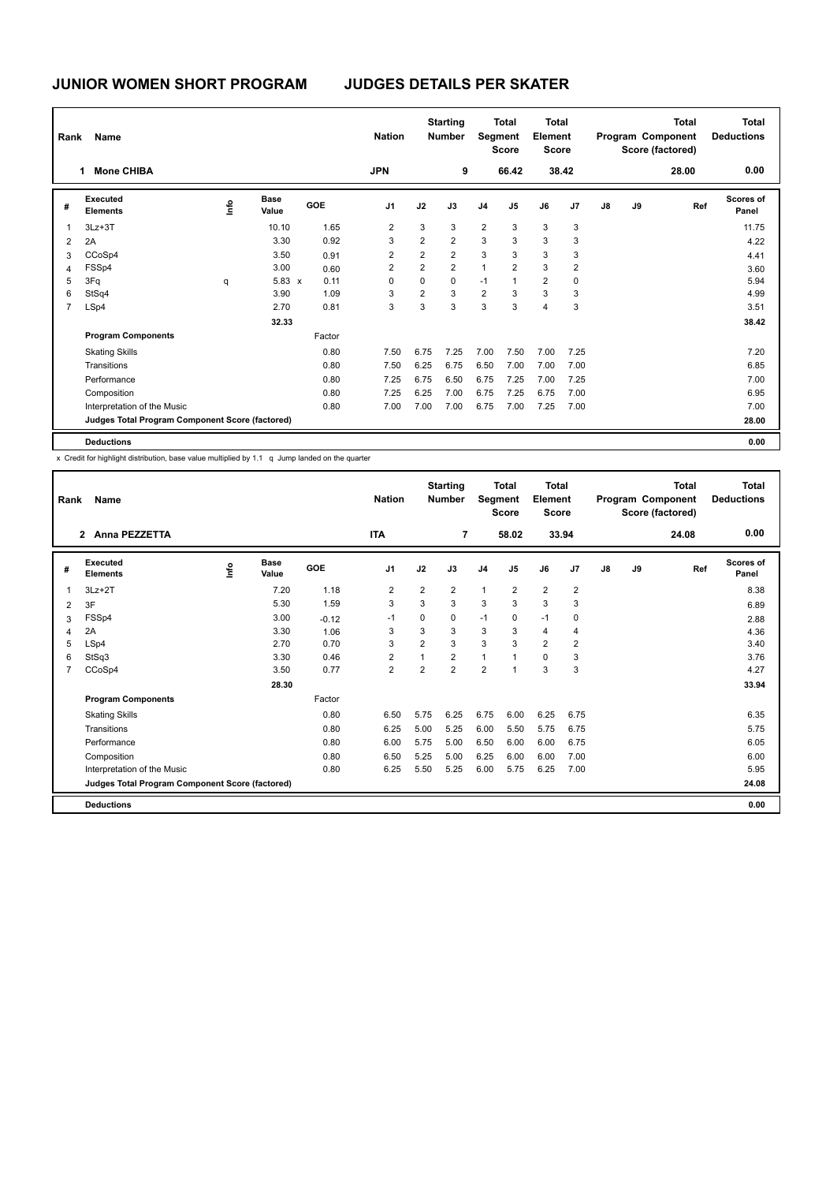# JUNIOR WOMEN SHORT PROGRAM    JUDGES DETAILS PER SKATER

| Rank | Name | Nation | Starting Number | Total Segment Score | Total Element Score | Total Program Component Score (factored) | Total Deductions |
|---|---|---|---|---|---|---|---|
| 1 | Mone CHIBA | JPN | 9 | 66.42 | 38.42 | 28.00 | 0.00 |

| # | Executed Elements | Info | Base Value | | GOE | J1 | J2 | J3 | J4 | J5 | J6 | J7 | J8 | J9 | Ref | Scores of Panel |
|---|---|---|---|---|---|---|---|---|---|---|---|---|---|---|---|---|
| 1 | 3Lz+3T | | 10.10 | | 1.65 | 2 | 3 | 3 | 2 | 3 | 3 | 3 | | | | 11.75 |
| 2 | 2A | | 3.30 | | 0.92 | 3 | 2 | 2 | 3 | 3 | 3 | 3 | | | | 4.22 |
| 3 | CCoSp4 | | 3.50 | | 0.91 | 2 | 2 | 2 | 3 | 3 | 3 | 3 | | | | 4.41 |
| 4 | FSSp4 | | 3.00 | | 0.60 | 2 | 2 | 2 | 1 | 2 | 3 | 2 | | | | 3.60 |
| 5 | 3Fq | q | 5.83 | x | 0.11 | 0 | 0 | 0 | -1 | 1 | 2 | 0 | | | | 5.94 |
| 6 | StSq4 | | 3.90 | | 1.09 | 3 | 2 | 3 | 2 | 3 | 3 | 3 | | | | 4.99 |
| 7 | LSp4 | | 2.70 | | 0.81 | 3 | 3 | 3 | 3 | 3 | 4 | 3 | | | | 3.51 |
| | | | 32.33 | | | | | | | | | | | | | 38.42 |
| | **Program Components** | | | | Factor | | | | | | | | | | | |
| | Skating Skills | | | | 0.80 | 7.50 | 6.75 | 7.25 | 7.00 | 7.50 | 7.00 | 7.25 | | | | 7.20 |
| | Transitions | | | | 0.80 | 7.50 | 6.25 | 6.75 | 6.50 | 7.00 | 7.00 | 7.00 | | | | 6.85 |
| | Performance | | | | 0.80 | 7.25 | 6.75 | 6.50 | 6.75 | 7.25 | 7.00 | 7.25 | | | | 7.00 |
| | Composition | | | | 0.80 | 7.25 | 6.25 | 7.00 | 6.75 | 7.25 | 6.75 | 7.00 | | | | 6.95 |
| | Interpretation of the Music | | | | 0.80 | 7.00 | 7.00 | 7.00 | 6.75 | 7.00 | 7.25 | 7.00 | | | | 7.00 |
| | **Judges Total Program Component Score (factored)** | | | | | | | | | | | | | | | 28.00 |
| | **Deductions** | | | | | | | | | | | | | | | 0.00 |

x Credit for highlight distribution, base value multiplied by 1.1 q Jump landed on the quarter

| Rank | Name | Nation | Starting Number | Total Segment Score | Total Element Score | Total Program Component Score (factored) | Total Deductions |
|---|---|---|---|---|---|---|---|
| 2 | Anna PEZZETTA | ITA | 7 | 58.02 | 33.94 | 24.08 | 0.00 |

| # | Executed Elements | Info | Base Value | GOE | J1 | J2 | J3 | J4 | J5 | J6 | J7 | J8 | J9 | Ref | Scores of Panel |
|---|---|---|---|---|---|---|---|---|---|---|---|---|---|---|---|
| 1 | 3Lz+2T | | 7.20 | 1.18 | 2 | 2 | 2 | 1 | 2 | 2 | 2 | | | | 8.38 |
| 2 | 3F | | 5.30 | 1.59 | 3 | 3 | 3 | 3 | 3 | 3 | 3 | | | | 6.89 |
| 3 | FSSp4 | | 3.00 | -0.12 | -1 | 0 | 0 | -1 | 0 | -1 | 0 | | | | 2.88 |
| 4 | 2A | | 3.30 | 1.06 | 3 | 3 | 3 | 3 | 3 | 4 | 4 | | | | 4.36 |
| 5 | LSp4 | | 2.70 | 0.70 | 3 | 2 | 3 | 3 | 3 | 2 | 2 | | | | 3.40 |
| 6 | StSq3 | | 3.30 | 0.46 | 2 | 1 | 2 | 1 | 1 | 0 | 3 | | | | 3.76 |
| 7 | CCoSp4 | | 3.50 | 0.77 | 2 | 2 | 2 | 2 | 1 | 3 | 3 | | | | 4.27 |
| | | | 28.30 | | | | | | | | | | | | 33.94 |
| | **Program Components** | | | Factor | | | | | | | | | | | |
| | Skating Skills | | | 0.80 | 6.50 | 5.75 | 6.25 | 6.75 | 6.00 | 6.25 | 6.75 | | | | 6.35 |
| | Transitions | | | 0.80 | 6.25 | 5.00 | 5.25 | 6.00 | 5.50 | 5.75 | 6.75 | | | | 5.75 |
| | Performance | | | 0.80 | 6.00 | 5.75 | 5.00 | 6.50 | 6.00 | 6.00 | 6.75 | | | | 6.05 |
| | Composition | | | 0.80 | 6.50 | 5.25 | 5.00 | 6.25 | 6.00 | 6.00 | 7.00 | | | | 6.00 |
| | Interpretation of the Music | | | 0.80 | 6.25 | 5.50 | 5.25 | 6.00 | 5.75 | 6.25 | 7.00 | | | | 5.95 |
| | **Judges Total Program Component Score (factored)** | | | | | | | | | | | | | | 24.08 |
| | **Deductions** | | | | | | | | | | | | | | 0.00 |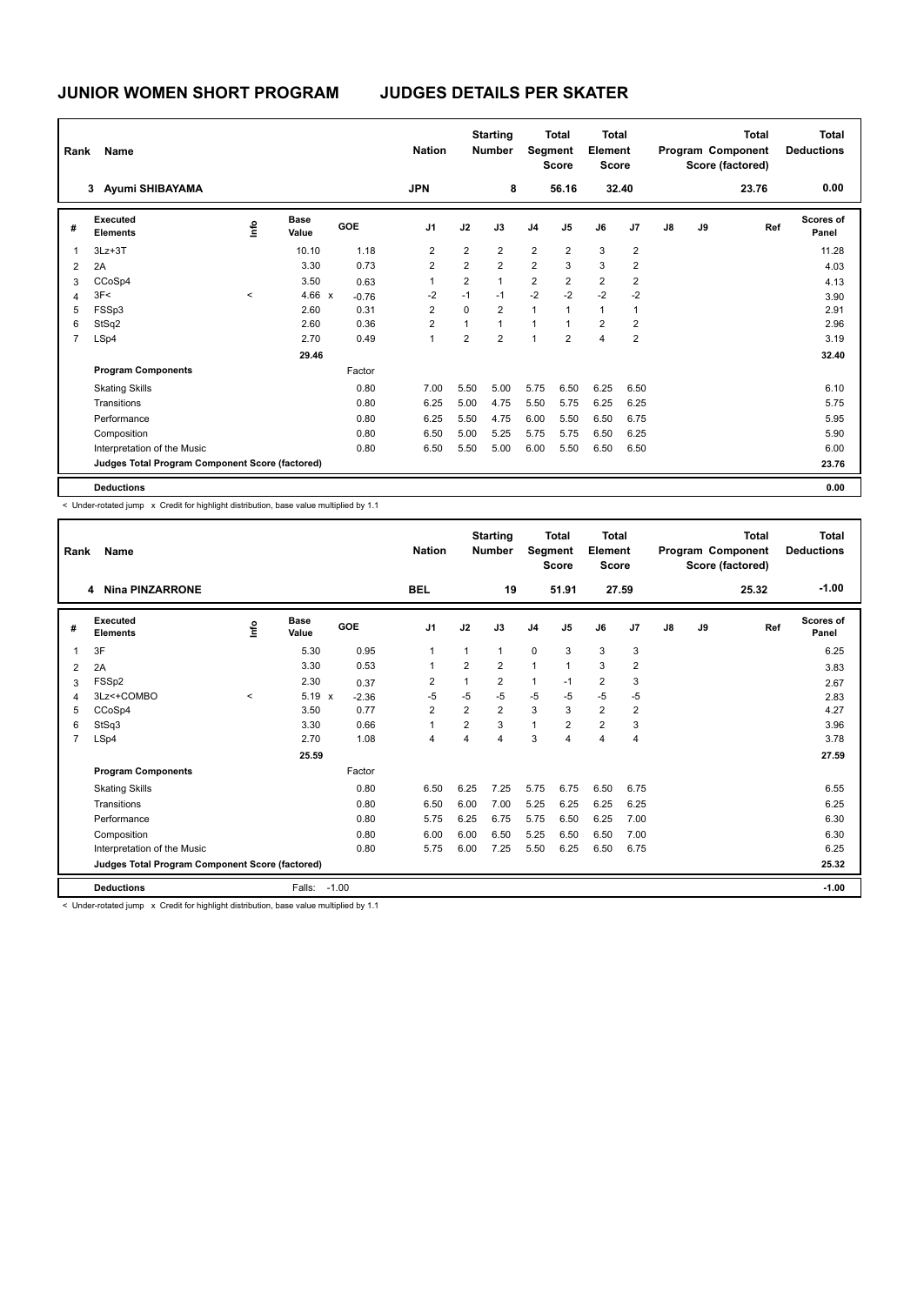# JUNIOR WOMEN SHORT PROGRAM — JUDGES DETAILS PER SKATER

| Rank | Name | Nation | Starting Number | Total Segment Score | Total Element Score | Total Program Component Score (factored) | Total Deductions |
|---|---|---|---|---|---|---|---|
| 3 | Ayumi SHIBAYAMA | JPN | 8 | 56.16 | 32.40 | 23.76 | 0.00 |

| # | Executed Elements | Info | Base Value | | GOE | J1 | J2 | J3 | J4 | J5 | J6 | J7 | J8 | J9 | Ref | Scores of Panel |
|---|---|---|---|---|---|---|---|---|---|---|---|---|---|---|---|---|
| 1 | 3Lz+3T | | 10.10 | | 1.18 | 2 | 2 | 2 | 2 | 2 | 3 | 2 | | | | 11.28 |
| 2 | 2A | | 3.30 | | 0.73 | 2 | 2 | 2 | 2 | 3 | 3 | 2 | | | | 4.03 |
| 3 | CCoSp4 | | 3.50 | | 0.63 | 1 | 2 | 1 | 2 | 2 | 2 | 2 | | | | 4.13 |
| 4 | 3F< | < | 4.66 | x | -0.76 | -2 | -1 | -1 | -2 | -2 | -2 | -2 | | | | 3.90 |
| 5 | FSSp3 | | 2.60 | | 0.31 | 2 | 0 | 2 | 1 | 1 | 1 | 1 | | | | 2.91 |
| 6 | StSq2 | | 2.60 | | 0.36 | 2 | 1 | 1 | 1 | 1 | 2 | 2 | | | | 2.96 |
| 7 | LSp4 | | 2.70 | | 0.49 | 1 | 2 | 2 | 1 | 2 | 4 | 2 | | | | 3.19 |
| | | | 29.46 | | | | | | | | | | | | | 32.40 |
| | **Program Components** | | | | Factor | | | | | | | | | | | |
| | Skating Skills | | | | 0.80 | 7.00 | 5.50 | 5.00 | 5.75 | 6.50 | 6.25 | 6.50 | | | | 6.10 |
| | Transitions | | | | 0.80 | 6.25 | 5.00 | 4.75 | 5.50 | 5.75 | 6.25 | 6.25 | | | | 5.75 |
| | Performance | | | | 0.80 | 6.25 | 5.50 | 4.75 | 6.00 | 5.50 | 6.50 | 6.75 | | | | 5.95 |
| | Composition | | | | 0.80 | 6.50 | 5.00 | 5.25 | 5.75 | 5.75 | 6.50 | 6.25 | | | | 5.90 |
| | Interpretation of the Music | | | | 0.80 | 6.50 | 5.50 | 5.00 | 6.00 | 5.50 | 6.50 | 6.50 | | | | 6.00 |
| | **Judges Total Program Component Score (factored)** | | | | | | | | | | | | | | | 23.76 |
| | **Deductions** | | | | | | | | | | | | | | | 0.00 |

< Under-rotated jump x Credit for highlight distribution, base value multiplied by 1.1

| Rank | Name | Nation | Starting Number | Total Segment Score | Total Element Score | Total Program Component Score (factored) | Total Deductions |
|---|---|---|---|---|---|---|---|
| 4 | Nina PINZARRONE | BEL | 19 | 51.91 | 27.59 | 25.32 | -1.00 |

| # | Executed Elements | Info | Base Value | | GOE | J1 | J2 | J3 | J4 | J5 | J6 | J7 | J8 | J9 | Ref | Scores of Panel |
|---|---|---|---|---|---|---|---|---|---|---|---|---|---|---|---|---|
| 1 | 3F | | 5.30 | | 0.95 | 1 | 1 | 1 | 0 | 3 | 3 | 3 | | | | 6.25 |
| 2 | 2A | | 3.30 | | 0.53 | 1 | 2 | 2 | 1 | 1 | 3 | 2 | | | | 3.83 |
| 3 | FSSp2 | | 2.30 | | 0.37 | 2 | 1 | 2 | 1 | -1 | 2 | 3 | | | | 2.67 |
| 4 | 3Lz<+COMBO | < | 5.19 | x | -2.36 | -5 | -5 | -5 | -5 | -5 | -5 | -5 | | | | 2.83 |
| 5 | CCoSp4 | | 3.50 | | 0.77 | 2 | 2 | 2 | 3 | 3 | 2 | 2 | | | | 4.27 |
| 6 | StSq3 | | 3.30 | | 0.66 | 1 | 2 | 3 | 1 | 2 | 2 | 3 | | | | 3.96 |
| 7 | LSp4 | | 2.70 | | 1.08 | 4 | 4 | 4 | 3 | 4 | 4 | 4 | | | | 3.78 |
| | | | 25.59 | | | | | | | | | | | | | 27.59 |
| | **Program Components** | | | | Factor | | | | | | | | | | | |
| | Skating Skills | | | | 0.80 | 6.50 | 6.25 | 7.25 | 5.75 | 6.75 | 6.50 | 6.75 | | | | 6.55 |
| | Transitions | | | | 0.80 | 6.50 | 6.00 | 7.00 | 5.25 | 6.25 | 6.25 | 6.25 | | | | 6.25 |
| | Performance | | | | 0.80 | 5.75 | 6.25 | 6.75 | 5.75 | 6.50 | 6.25 | 7.00 | | | | 6.30 |
| | Composition | | | | 0.80 | 6.00 | 6.00 | 6.50 | 5.25 | 6.50 | 6.50 | 7.00 | | | | 6.30 |
| | Interpretation of the Music | | | | 0.80 | 5.75 | 6.00 | 7.25 | 5.50 | 6.25 | 6.50 | 6.75 | | | | 6.25 |
| | **Judges Total Program Component Score (factored)** | | | | | | | | | | | | | | | 25.32 |
| | **Deductions** | | Falls: | | -1.00 | | | | | | | | | | | -1.00 |

< Under-rotated jump x Credit for highlight distribution, base value multiplied by 1.1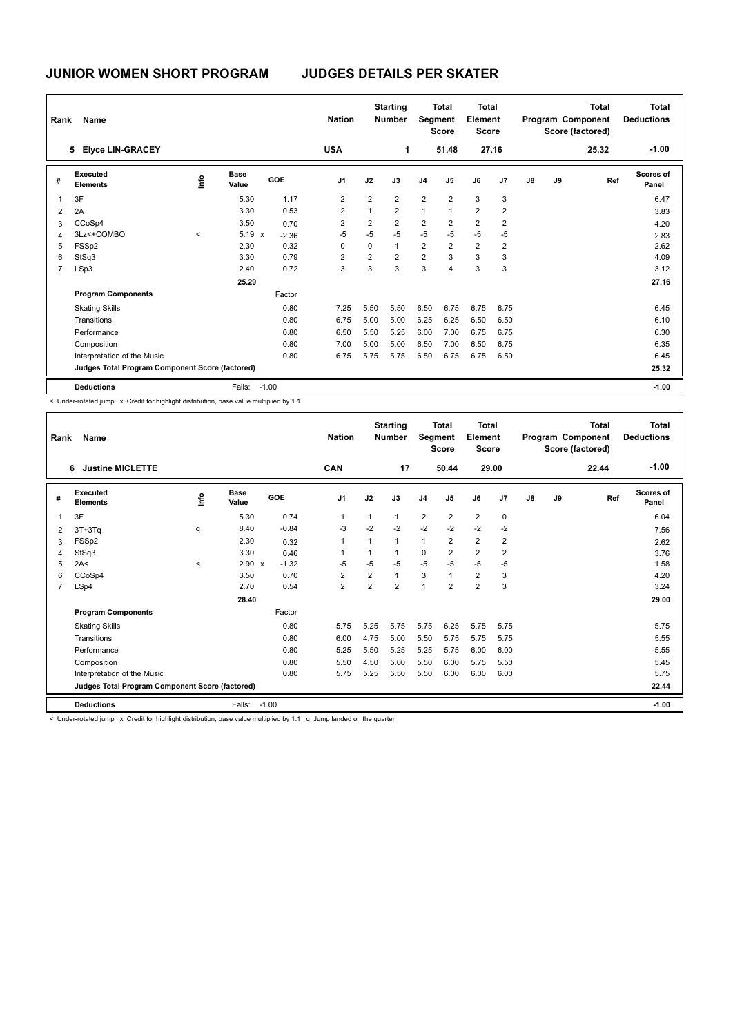# JUNIOR WOMEN SHORT PROGRAM JUDGES DETAILS PER SKATER

| Rank | Name | Nation | Starting Number | Total Segment Score | Total Element Score | Total Program Component Score (factored) | Total Deductions |
|---|---|---|---|---|---|---|---|
| 5 | Elyce LIN-GRACEY | USA | 1 | 51.48 | 27.16 | 25.32 | -1.00 |

| # | Executed Elements | Info | Base Value | | GOE | J1 | J2 | J3 | J4 | J5 | J6 | J7 | J8 | J9 | Ref | Scores of Panel |
|---|---|---|---|---|---|---|---|---|---|---|---|---|---|---|---|---|
| 1 | 3F | | 5.30 | | 1.17 | 2 | 2 | 2 | 2 | 2 | 3 | 3 | | | | 6.47 |
| 2 | 2A | | 3.30 | | 0.53 | 2 | 1 | 2 | 1 | 1 | 2 | 2 | | | | 3.83 |
| 3 | CCoSp4 | | 3.50 | | 0.70 | 2 | 2 | 2 | 2 | 2 | 2 | 2 | | | | 4.20 |
| 4 | 3Lz<+COMBO | < | 5.19 | x | -2.36 | -5 | -5 | -5 | -5 | -5 | -5 | -5 | | | | 2.83 |
| 5 | FSSp2 | | 2.30 | | 0.32 | 0 | 0 | 1 | 2 | 2 | 2 | 2 | | | | 2.62 |
| 6 | StSq3 | | 3.30 | | 0.79 | 2 | 2 | 2 | 2 | 3 | 3 | 3 | | | | 4.09 |
| 7 | LSp3 | | 2.40 | | 0.72 | 3 | 3 | 3 | 3 | 4 | 3 | 3 | | | | 3.12 |
| | | | 25.29 | | | | | | | | | | | | | 27.16 |
| | Program Components | | | | Factor | | | | | | | | | | | |
| | Skating Skills | | | | 0.80 | 7.25 | 5.50 | 5.50 | 6.50 | 6.75 | 6.75 | 6.75 | | | | 6.45 |
| | Transitions | | | | 0.80 | 6.75 | 5.00 | 5.00 | 6.25 | 6.25 | 6.50 | 6.50 | | | | 6.10 |
| | Performance | | | | 0.80 | 6.50 | 5.50 | 5.25 | 6.00 | 7.00 | 6.75 | 6.75 | | | | 6.30 |
| | Composition | | | | 0.80 | 7.00 | 5.00 | 5.00 | 6.50 | 7.00 | 6.50 | 6.75 | | | | 6.35 |
| | Interpretation of the Music | | | | 0.80 | 6.75 | 5.75 | 5.75 | 6.50 | 6.75 | 6.75 | 6.50 | | | | 6.45 |
| | Judges Total Program Component Score (factored) | | | | | | | | | | | | | | | 25.32 |
| | Deductions | | Falls: | | -1.00 | | | | | | | | | | | -1.00 |

< Under-rotated jump x Credit for highlight distribution, base value multiplied by 1.1

| Rank | Name | Nation | Starting Number | Total Segment Score | Total Element Score | Total Program Component Score (factored) | Total Deductions |
|---|---|---|---|---|---|---|---|
| 6 | Justine MICLETTE | CAN | 17 | 50.44 | 29.00 | 22.44 | -1.00 |

| # | Executed Elements | Info | Base Value | | GOE | J1 | J2 | J3 | J4 | J5 | J6 | J7 | J8 | J9 | Ref | Scores of Panel |
|---|---|---|---|---|---|---|---|---|---|---|---|---|---|---|---|---|
| 1 | 3F | | 5.30 | | 0.74 | 1 | 1 | 1 | 2 | 2 | 2 | 0 | | | | 6.04 |
| 2 | 3T+3Tq | q | 8.40 | | -0.84 | -3 | -2 | -2 | -2 | -2 | -2 | -2 | | | | 7.56 |
| 3 | FSSp2 | | 2.30 | | 0.32 | 1 | 1 | 1 | 1 | 2 | 2 | 2 | | | | 2.62 |
| 4 | StSq3 | | 3.30 | | 0.46 | 1 | 1 | 1 | 0 | 2 | 2 | 2 | | | | 3.76 |
| 5 | 2A< | < | 2.90 | x | -1.32 | -5 | -5 | -5 | -5 | -5 | -5 | -5 | | | | 1.58 |
| 6 | CCoSp4 | | 3.50 | | 0.70 | 2 | 2 | 1 | 3 | 1 | 2 | 3 | | | | 4.20 |
| 7 | LSp4 | | 2.70 | | 0.54 | 2 | 2 | 2 | 1 | 2 | 2 | 3 | | | | 3.24 |
| | | | 28.40 | | | | | | | | | | | | | 29.00 |
| | Program Components | | | | Factor | | | | | | | | | | | |
| | Skating Skills | | | | 0.80 | 5.75 | 5.25 | 5.75 | 5.75 | 6.25 | 5.75 | 5.75 | | | | 5.75 |
| | Transitions | | | | 0.80 | 6.00 | 4.75 | 5.00 | 5.50 | 5.75 | 5.75 | 5.75 | | | | 5.55 |
| | Performance | | | | 0.80 | 5.25 | 5.50 | 5.25 | 5.25 | 5.75 | 6.00 | 6.00 | | | | 5.55 |
| | Composition | | | | 0.80 | 5.50 | 4.50 | 5.00 | 5.50 | 6.00 | 5.75 | 5.50 | | | | 5.45 |
| | Interpretation of the Music | | | | 0.80 | 5.75 | 5.25 | 5.50 | 5.50 | 6.00 | 6.00 | 6.00 | | | | 5.75 |
| | Judges Total Program Component Score (factored) | | | | | | | | | | | | | | | 22.44 |
| | Deductions | | Falls: | | -1.00 | | | | | | | | | | | -1.00 |

< Under-rotated jump x Credit for highlight distribution, base value multiplied by 1.1 q Jump landed on the quarter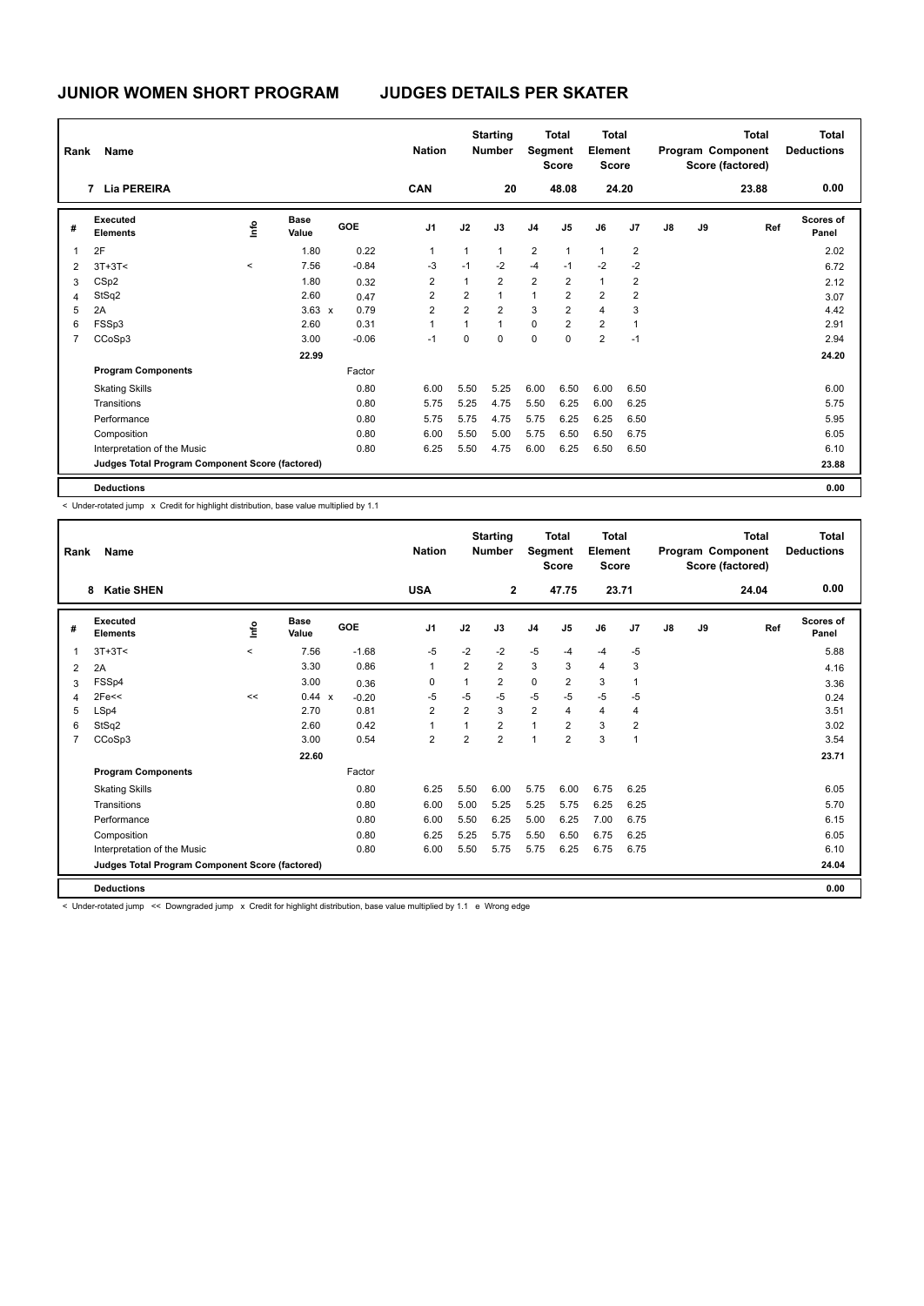# JUNIOR WOMEN SHORT PROGRAM JUDGES DETAILS PER SKATER

| Rank | Name | Nation | Starting Number | Total Segment Score | Total Element Score | Total Program Component Score (factored) | Total Deductions |
|---|---|---|---|---|---|---|---|
| 7 | Lia PEREIRA | CAN | 20 | 48.08 | 24.20 | 23.88 | 0.00 |

| # | Executed Elements | Info | Base Value | | GOE | J1 | J2 | J3 | J4 | J5 | J6 | J7 | J8 | J9 | Ref | Scores of Panel |
|---|---|---|---|---|---|---|---|---|---|---|---|---|---|---|---|---|
| 1 | 2F | | 1.80 | | 0.22 | 1 | 1 | 1 | 2 | 1 | 1 | 2 | | | | 2.02 |
| 2 | 3T+3T< | < | 7.56 | | -0.84 | -3 | -1 | -2 | -4 | -1 | -2 | -2 | | | | 6.72 |
| 3 | CSp2 | | 1.80 | | 0.32 | 2 | 1 | 2 | 2 | 2 | 1 | 2 | | | | 2.12 |
| 4 | StSq2 | | 2.60 | | 0.47 | 2 | 2 | 1 | 1 | 2 | 2 | 2 | | | | 3.07 |
| 5 | 2A | | 3.63 | x | 0.79 | 2 | 2 | 2 | 3 | 2 | 4 | 3 | | | | 4.42 |
| 6 | FSSp3 | | 2.60 | | 0.31 | 1 | 1 | 1 | 0 | 2 | 2 | 1 | | | | 2.91 |
| 7 | CCoSp3 | | 3.00 | | -0.06 | -1 | 0 | 0 | 0 | 0 | 2 | -1 | | | | 2.94 |
| | | | 22.99 | | | | | | | | | | | | | 24.20 |
| | **Program Components** | | | | Factor | | | | | | | | | | | |
| | Skating Skills | | | | 0.80 | 6.00 | 5.50 | 5.25 | 6.00 | 6.50 | 6.00 | 6.50 | | | | 6.00 |
| | Transitions | | | | 0.80 | 5.75 | 5.25 | 4.75 | 5.50 | 6.25 | 6.00 | 6.25 | | | | 5.75 |
| | Performance | | | | 0.80 | 5.75 | 5.75 | 4.75 | 5.75 | 6.25 | 6.25 | 6.50 | | | | 5.95 |
| | Composition | | | | 0.80 | 6.00 | 5.50 | 5.00 | 5.75 | 6.50 | 6.50 | 6.75 | | | | 6.05 |
| | Interpretation of the Music | | | | 0.80 | 6.25 | 5.50 | 4.75 | 6.00 | 6.25 | 6.50 | 6.50 | | | | 6.10 |
| | **Judges Total Program Component Score (factored)** | | | | | | | | | | | | | | | 23.88 |
| | **Deductions** | | | | | | | | | | | | | | | 0.00 |

< Under-rotated jump x Credit for highlight distribution, base value multiplied by 1.1

| Rank | Name | Nation | Starting Number | Total Segment Score | Total Element Score | Total Program Component Score (factored) | Total Deductions |
|---|---|---|---|---|---|---|---|
| 8 | Katie SHEN | USA | 2 | 47.75 | 23.71 | 24.04 | 0.00 |

| # | Executed Elements | Info | Base Value | | GOE | J1 | J2 | J3 | J4 | J5 | J6 | J7 | J8 | J9 | Ref | Scores of Panel |
|---|---|---|---|---|---|---|---|---|---|---|---|---|---|---|---|---|
| 1 | 3T+3T< | < | 7.56 | | -1.68 | -5 | -2 | -2 | -5 | -4 | -4 | -5 | | | | 5.88 |
| 2 | 2A | | 3.30 | | 0.86 | 1 | 2 | 2 | 3 | 3 | 4 | 3 | | | | 4.16 |
| 3 | FSSp4 | | 3.00 | | 0.36 | 0 | 1 | 2 | 0 | 2 | 3 | 1 | | | | 3.36 |
| 4 | 2Fe<< | << | 0.44 | x | -0.20 | -5 | -5 | -5 | -5 | -5 | -5 | -5 | | | | 0.24 |
| 5 | LSp4 | | 2.70 | | 0.81 | 2 | 2 | 3 | 2 | 4 | 4 | 4 | | | | 3.51 |
| 6 | StSq2 | | 2.60 | | 0.42 | 1 | 1 | 2 | 1 | 2 | 3 | 2 | | | | 3.02 |
| 7 | CCoSp3 | | 3.00 | | 0.54 | 2 | 2 | 2 | 1 | 2 | 3 | 1 | | | | 3.54 |
| | | | 22.60 | | | | | | | | | | | | | 23.71 |
| | **Program Components** | | | | Factor | | | | | | | | | | | |
| | Skating Skills | | | | 0.80 | 6.25 | 5.50 | 6.00 | 5.75 | 6.00 | 6.75 | 6.25 | | | | 6.05 |
| | Transitions | | | | 0.80 | 6.00 | 5.00 | 5.25 | 5.25 | 5.75 | 6.25 | 6.25 | | | | 5.70 |
| | Performance | | | | 0.80 | 6.00 | 5.50 | 6.25 | 5.00 | 6.25 | 7.00 | 6.75 | | | | 6.15 |
| | Composition | | | | 0.80 | 6.25 | 5.25 | 5.75 | 5.50 | 6.50 | 6.75 | 6.25 | | | | 6.05 |
| | Interpretation of the Music | | | | 0.80 | 6.00 | 5.50 | 5.75 | 5.75 | 6.25 | 6.75 | 6.75 | | | | 6.10 |
| | **Judges Total Program Component Score (factored)** | | | | | | | | | | | | | | | 24.04 |
| | **Deductions** | | | | | | | | | | | | | | | 0.00 |

< Under-rotated jump << Downgraded jump x Credit for highlight distribution, base value multiplied by 1.1 e Wrong edge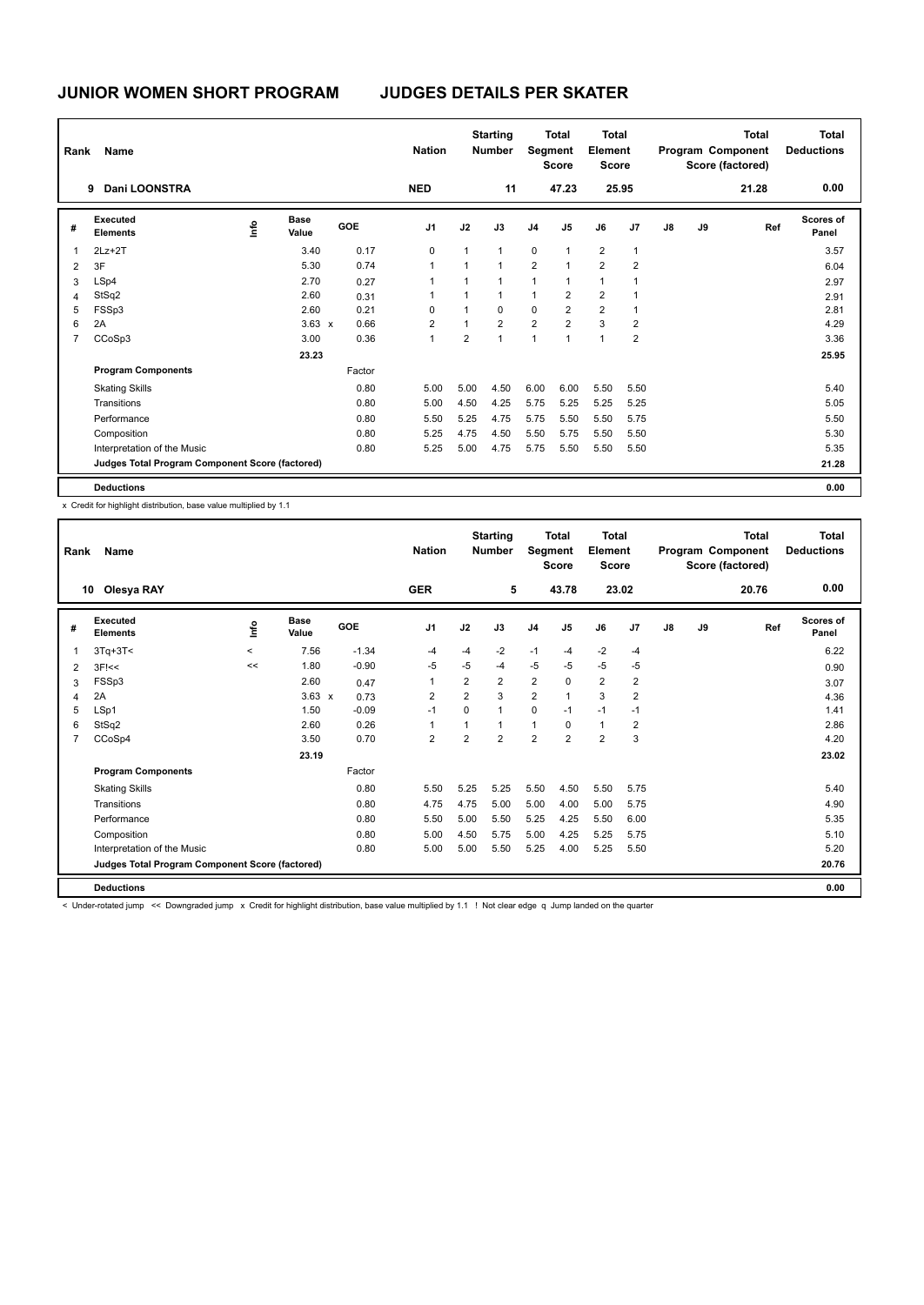# JUNIOR WOMEN SHORT PROGRAM JUDGES DETAILS PER SKATER

| Rank | Name | Nation | Starting Number | Total Segment Score | Total Element Score | Total Program Component Score (factored) | Total Deductions |
|---|---|---|---|---|---|---|---|
| 9 | Dani LOONSTRA | NED | 11 | 47.23 | 25.95 | 21.28 | 0.00 |

| # | Executed Elements | Info | Base Value | | GOE | J1 | J2 | J3 | J4 | J5 | J6 | J7 | J8 | J9 | Ref | Scores of Panel |
|---|---|---|---|---|---|---|---|---|---|---|---|---|---|---|---|---|
| 1 | 2Lz+2T | | 3.40 | | 0.17 | 0 | 1 | 1 | 0 | 1 | 2 | 1 | | | | 3.57 |
| 2 | 3F | | 5.30 | | 0.74 | 1 | 1 | 1 | 2 | 1 | 2 | 2 | | | | 6.04 |
| 3 | LSp4 | | 2.70 | | 0.27 | 1 | 1 | 1 | 1 | 1 | 1 | 1 | | | | 2.97 |
| 4 | StSq2 | | 2.60 | | 0.31 | 1 | 1 | 1 | 1 | 2 | 2 | 1 | | | | 2.91 |
| 5 | FSSp3 | | 2.60 | | 0.21 | 0 | 1 | 0 | 0 | 2 | 2 | 1 | | | | 2.81 |
| 6 | 2A | | 3.63 | x | 0.66 | 2 | 1 | 2 | 2 | 2 | 3 | 2 | | | | 4.29 |
| 7 | CCoSp3 | | 3.00 | | 0.36 | 1 | 2 | 1 | 1 | 1 | 1 | 2 | | | | 3.36 |
| | | | 23.23 | | | | | | | | | | | | | 25.95 |
| | **Program Components** | | | | Factor | | | | | | | | | | | |
| | Skating Skills | | | | 0.80 | 5.00 | 5.00 | 4.50 | 6.00 | 6.00 | 5.50 | 5.50 | | | | 5.40 |
| | Transitions | | | | 0.80 | 5.00 | 4.50 | 4.25 | 5.75 | 5.25 | 5.25 | 5.25 | | | | 5.05 |
| | Performance | | | | 0.80 | 5.50 | 5.25 | 4.75 | 5.75 | 5.50 | 5.50 | 5.75 | | | | 5.50 |
| | Composition | | | | 0.80 | 5.25 | 4.75 | 4.50 | 5.50 | 5.75 | 5.50 | 5.50 | | | | 5.30 |
| | Interpretation of the Music | | | | 0.80 | 5.25 | 5.00 | 4.75 | 5.75 | 5.50 | 5.50 | 5.50 | | | | 5.35 |
| | **Judges Total Program Component Score (factored)** | | | | | | | | | | | | | | | 21.28 |
| | **Deductions** | | | | | | | | | | | | | | | 0.00 |

x Credit for highlight distribution, base value multiplied by 1.1

| Rank | Name | Nation | Starting Number | Total Segment Score | Total Element Score | Total Program Component Score (factored) | Total Deductions |
|---|---|---|---|---|---|---|---|
| 10 | Olesya RAY | GER | 5 | 43.78 | 23.02 | 20.76 | 0.00 |

| # | Executed Elements | Info | Base Value | | GOE | J1 | J2 | J3 | J4 | J5 | J6 | J7 | J8 | J9 | Ref | Scores of Panel |
|---|---|---|---|---|---|---|---|---|---|---|---|---|---|---|---|---|
| 1 | 3Tq+3T< | < | 7.56 | | -1.34 | -4 | -4 | -2 | -1 | -4 | -2 | -4 | | | | 6.22 |
| 2 | 3F!<< | << | 1.80 | | -0.90 | -5 | -5 | -4 | -5 | -5 | -5 | -5 | | | | 0.90 |
| 3 | FSSp3 | | 2.60 | | 0.47 | 1 | 2 | 2 | 2 | 0 | 2 | 2 | | | | 3.07 |
| 4 | 2A | | 3.63 | x | 0.73 | 2 | 2 | 3 | 2 | 1 | 3 | 2 | | | | 4.36 |
| 5 | LSp1 | | 1.50 | | -0.09 | -1 | 0 | 1 | 0 | -1 | -1 | -1 | | | | 1.41 |
| 6 | StSq2 | | 2.60 | | 0.26 | 1 | 1 | 1 | 1 | 0 | 1 | 2 | | | | 2.86 |
| 7 | CCoSp4 | | 3.50 | | 0.70 | 2 | 2 | 2 | 2 | 2 | 2 | 3 | | | | 4.20 |
| | | | 23.19 | | | | | | | | | | | | | 23.02 |
| | **Program Components** | | | | Factor | | | | | | | | | | | |
| | Skating Skills | | | | 0.80 | 5.50 | 5.25 | 5.25 | 5.50 | 4.50 | 5.50 | 5.75 | | | | 5.40 |
| | Transitions | | | | 0.80 | 4.75 | 4.75 | 5.00 | 5.00 | 4.00 | 5.00 | 5.75 | | | | 4.90 |
| | Performance | | | | 0.80 | 5.50 | 5.00 | 5.50 | 5.25 | 4.25 | 5.50 | 6.00 | | | | 5.35 |
| | Composition | | | | 0.80 | 5.00 | 4.50 | 5.75 | 5.00 | 4.25 | 5.25 | 5.75 | | | | 5.10 |
| | Interpretation of the Music | | | | 0.80 | 5.00 | 5.00 | 5.50 | 5.25 | 4.00 | 5.25 | 5.50 | | | | 5.20 |
| | **Judges Total Program Component Score (factored)** | | | | | | | | | | | | | | | 20.76 |
| | **Deductions** | | | | | | | | | | | | | | | 0.00 |

< Under-rotated jump << Downgraded jump x Credit for highlight distribution, base value multiplied by 1.1 ! Not clear edge q Jump landed on the quarter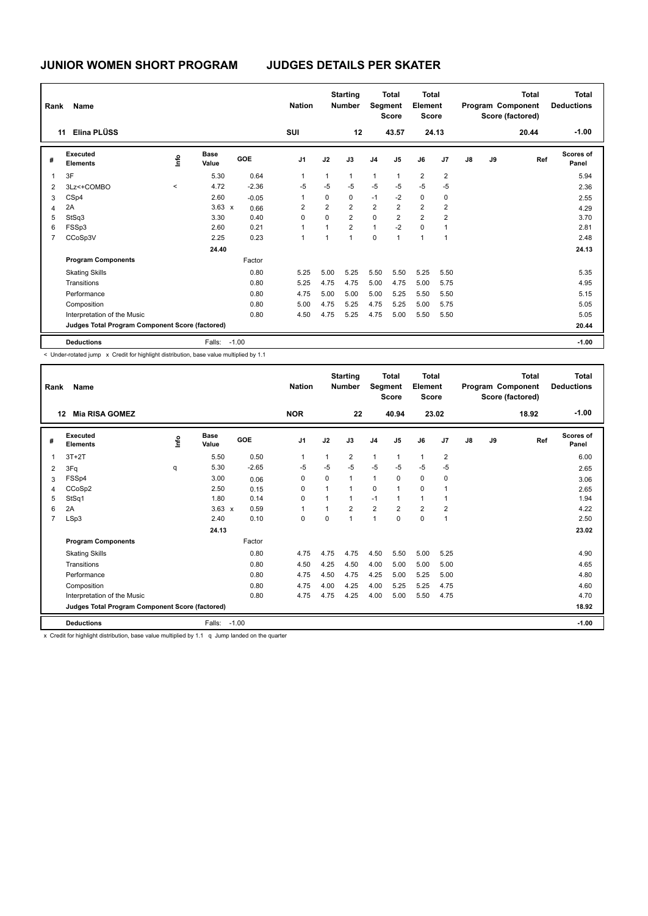# JUNIOR WOMEN SHORT PROGRAM — JUDGES DETAILS PER SKATER

| Rank | Name | Nation | Starting Number | Total Segment Score | Total Element Score | Total Program Component Score (factored) | Total Deductions |
|---|---|---|---|---|---|---|---|
| 11 | Elina PLÜSS | SUI | 12 | 43.57 | 24.13 | 20.44 | -1.00 |

| # | Executed Elements | Info | Base Value | GOE | J1 | J2 | J3 | J4 | J5 | J6 | J7 | J8 | J9 | Ref | Scores of Panel |
|---|---|---|---|---|---|---|---|---|---|---|---|---|---|---|---|
| 1 | 3F | | 5.30 | 0.64 | 1 | 1 | 1 | 1 | 1 | 2 | 2 | | | | 5.94 |
| 2 | 3Lz<+COMBO | < | 4.72 | -2.36 | -5 | -5 | -5 | -5 | -5 | -5 | -5 | | | | 2.36 |
| 3 | CSp4 | | 2.60 | -0.05 | 1 | 0 | 0 | -1 | -2 | 0 | 0 | | | | 2.55 |
| 4 | 2A | | 3.63 x | 0.66 | 2 | 2 | 2 | 2 | 2 | 2 | 2 | | | | 4.29 |
| 5 | StSq3 | | 3.30 | 0.40 | 0 | 0 | 2 | 0 | 2 | 2 | 2 | | | | 3.70 |
| 6 | FSSp3 | | 2.60 | 0.21 | 1 | 1 | 2 | 1 | -2 | 0 | 1 | | | | 2.81 |
| 7 | CCoSp3V | | 2.25 | 0.23 | 1 | 1 | 1 | 0 | 1 | 1 | 1 | | | | 2.48 |
| | | | 24.40 | | | | | | | | | | | | 24.13 |
| | **Program Components** | | | Factor | | | | | | | | | | | |
| | Skating Skills | | | 0.80 | 5.25 | 5.00 | 5.25 | 5.50 | 5.50 | 5.25 | 5.50 | | | | 5.35 |
| | Transitions | | | 0.80 | 5.25 | 4.75 | 4.75 | 5.00 | 4.75 | 5.00 | 5.75 | | | | 4.95 |
| | Performance | | | 0.80 | 4.75 | 5.00 | 5.00 | 5.00 | 5.25 | 5.50 | 5.50 | | | | 5.15 |
| | Composition | | | 0.80 | 5.00 | 4.75 | 5.25 | 4.75 | 5.25 | 5.00 | 5.75 | | | | 5.05 |
| | Interpretation of the Music | | | 0.80 | 4.50 | 4.75 | 5.25 | 4.75 | 5.00 | 5.50 | 5.50 | | | | 5.05 |
| | **Judges Total Program Component Score (factored)** | | | | | | | | | | | | | | 20.44 |
| | **Deductions** | | Falls: | -1.00 | | | | | | | | | | | -1.00 |

< Under-rotated jump x Credit for highlight distribution, base value multiplied by 1.1

| Rank | Name | Nation | Starting Number | Total Segment Score | Total Element Score | Total Program Component Score (factored) | Total Deductions |
|---|---|---|---|---|---|---|---|
| 12 | Mia RISA GOMEZ | NOR | 22 | 40.94 | 23.02 | 18.92 | -1.00 |

| # | Executed Elements | Info | Base Value | GOE | J1 | J2 | J3 | J4 | J5 | J6 | J7 | J8 | J9 | Ref | Scores of Panel |
|---|---|---|---|---|---|---|---|---|---|---|---|---|---|---|---|
| 1 | 3T+2T | | 5.50 | 0.50 | 1 | 1 | 2 | 1 | 1 | 1 | 2 | | | | 6.00 |
| 2 | 3Fq | q | 5.30 | -2.65 | -5 | -5 | -5 | -5 | -5 | -5 | -5 | | | | 2.65 |
| 3 | FSSp4 | | 3.00 | 0.06 | 0 | 0 | 1 | 1 | 0 | 0 | 0 | | | | 3.06 |
| 4 | CCoSp2 | | 2.50 | 0.15 | 0 | 1 | 1 | 0 | 1 | 0 | 1 | | | | 2.65 |
| 5 | StSq1 | | 1.80 | 0.14 | 0 | 1 | 1 | -1 | 1 | 1 | 1 | | | | 1.94 |
| 6 | 2A | | 3.63 x | 0.59 | 1 | 1 | 2 | 2 | 2 | 2 | 2 | | | | 4.22 |
| 7 | LSp3 | | 2.40 | 0.10 | 0 | 0 | 1 | 1 | 0 | 0 | 1 | | | | 2.50 |
| | | | 24.13 | | | | | | | | | | | | 23.02 |
| | **Program Components** | | | Factor | | | | | | | | | | | |
| | Skating Skills | | | 0.80 | 4.75 | 4.75 | 4.75 | 4.50 | 5.50 | 5.00 | 5.25 | | | | 4.90 |
| | Transitions | | | 0.80 | 4.50 | 4.25 | 4.50 | 4.00 | 5.00 | 5.00 | 5.00 | | | | 4.65 |
| | Performance | | | 0.80 | 4.75 | 4.50 | 4.75 | 4.25 | 5.00 | 5.25 | 5.00 | | | | 4.80 |
| | Composition | | | 0.80 | 4.75 | 4.00 | 4.25 | 4.00 | 5.25 | 5.25 | 4.75 | | | | 4.60 |
| | Interpretation of the Music | | | 0.80 | 4.75 | 4.75 | 4.25 | 4.00 | 5.00 | 5.50 | 4.75 | | | | 4.70 |
| | **Judges Total Program Component Score (factored)** | | | | | | | | | | | | | | 18.92 |
| | **Deductions** | | Falls: | -1.00 | | | | | | | | | | | -1.00 |

x Credit for highlight distribution, base value multiplied by 1.1 q Jump landed on the quarter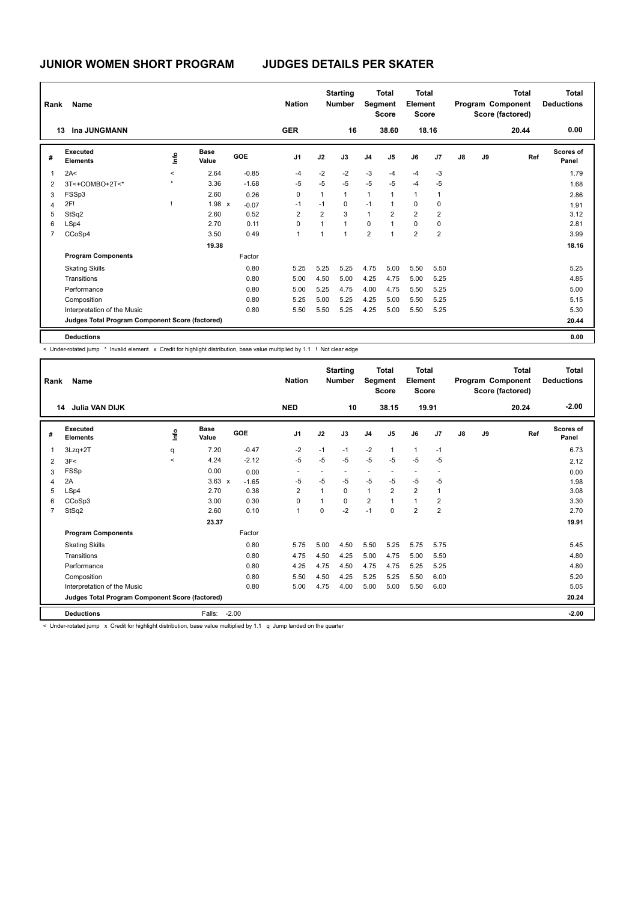# JUNIOR WOMEN SHORT PROGRAM JUDGES DETAILS PER SKATER

| Rank | Name | Nation | Starting Number | Total Segment Score | Total Element Score | Total Program Component Score (factored) | Total Deductions |
|---|---|---|---|---|---|---|---|
| 13 | Ina JUNGMANN | GER | 16 | 38.60 | 18.16 | 20.44 | 0.00 |

| # | Executed Elements | Info | Base Value | | GOE | J1 | J2 | J3 | J4 | J5 | J6 | J7 | J8 | J9 | Ref | Scores of Panel |
|---|---|---|---|---|---|---|---|---|---|---|---|---|---|---|---|---|
| 1 | 2A< | < | 2.64 | | -0.85 | -4 | -2 | -2 | -3 | -4 | -4 | -3 | | | | 1.79 |
| 2 | 3T<+COMBO+2T<* | * | 3.36 | | -1.68 | -5 | -5 | -5 | -5 | -5 | -4 | -5 | | | | 1.68 |
| 3 | FSSp3 | | 2.60 | | 0.26 | 0 | 1 | 1 | 1 | 1 | 1 | 1 | | | | 2.86 |
| 4 | 2F! | ! | 1.98 | x | -0.07 | -1 | -1 | 0 | -1 | 1 | 0 | 0 | | | | 1.91 |
| 5 | StSq2 | | 2.60 | | 0.52 | 2 | 2 | 3 | 1 | 2 | 2 | 2 | | | | 3.12 |
| 6 | LSp4 | | 2.70 | | 0.11 | 0 | 1 | 1 | 0 | 1 | 0 | 0 | | | | 2.81 |
| 7 | CCoSp4 | | 3.50 | | 0.49 | 1 | 1 | 1 | 2 | 1 | 2 | 2 | | | | 3.99 |
| | | | 19.38 | | | | | | | | | | | | | 18.16 |
| | **Program Components** | | | | Factor | | | | | | | | | | | |
| | Skating Skills | | | | 0.80 | 5.25 | 5.25 | 5.25 | 4.75 | 5.00 | 5.50 | 5.50 | | | | 5.25 |
| | Transitions | | | | 0.80 | 5.00 | 4.50 | 5.00 | 4.25 | 4.75 | 5.00 | 5.25 | | | | 4.85 |
| | Performance | | | | 0.80 | 5.00 | 5.25 | 4.75 | 4.00 | 4.75 | 5.50 | 5.25 | | | | 5.00 |
| | Composition | | | | 0.80 | 5.25 | 5.00 | 5.25 | 4.25 | 5.00 | 5.50 | 5.25 | | | | 5.15 |
| | Interpretation of the Music | | | | 0.80 | 5.50 | 5.50 | 5.25 | 4.25 | 5.00 | 5.50 | 5.25 | | | | 5.30 |
| | **Judges Total Program Component Score (factored)** | | | | | | | | | | | | | | | 20.44 |
| | **Deductions** | | | | | | | | | | | | | | | 0.00 |

< Under-rotated jump * Invalid element x Credit for highlight distribution, base value multiplied by 1.1 ! Not clear edge

| Rank | Name | Nation | Starting Number | Total Segment Score | Total Element Score | Total Program Component Score (factored) | Total Deductions |
|---|---|---|---|---|---|---|---|
| 14 | Julia VAN DIJK | NED | 10 | 38.15 | 19.91 | 20.24 | -2.00 |

| # | Executed Elements | Info | Base Value | | GOE | J1 | J2 | J3 | J4 | J5 | J6 | J7 | J8 | J9 | Ref | Scores of Panel |
|---|---|---|---|---|---|---|---|---|---|---|---|---|---|---|---|---|
| 1 | 3Lzq+2T | q | 7.20 | | -0.47 | -2 | -1 | -1 | -2 | 1 | 1 | -1 | | | | 6.73 |
| 2 | 3F< | < | 4.24 | | -2.12 | -5 | -5 | -5 | -5 | -5 | -5 | -5 | | | | 2.12 |
| 3 | FSSp | | 0.00 | | 0.00 | - | - | - | - | - | - | - | | | | 0.00 |
| 4 | 2A | | 3.63 | x | -1.65 | -5 | -5 | -5 | -5 | -5 | -5 | -5 | | | | 1.98 |
| 5 | LSp4 | | 2.70 | | 0.38 | 2 | 1 | 0 | 1 | 2 | 2 | 1 | | | | 3.08 |
| 6 | CCoSp3 | | 3.00 | | 0.30 | 0 | 1 | 0 | 2 | 1 | 1 | 2 | | | | 3.30 |
| 7 | StSq2 | | 2.60 | | 0.10 | 1 | 0 | -2 | -1 | 0 | 2 | 2 | | | | 2.70 |
| | | | 23.37 | | | | | | | | | | | | | 19.91 |
| | **Program Components** | | | | Factor | | | | | | | | | | | |
| | Skating Skills | | | | 0.80 | 5.75 | 5.00 | 4.50 | 5.50 | 5.25 | 5.75 | 5.75 | | | | 5.45 |
| | Transitions | | | | 0.80 | 4.75 | 4.50 | 4.25 | 5.00 | 4.75 | 5.00 | 5.50 | | | | 4.80 |
| | Performance | | | | 0.80 | 4.25 | 4.75 | 4.50 | 4.75 | 4.75 | 5.25 | 5.25 | | | | 4.80 |
| | Composition | | | | 0.80 | 5.50 | 4.50 | 4.25 | 5.25 | 5.25 | 5.50 | 6.00 | | | | 5.20 |
| | Interpretation of the Music | | | | 0.80 | 5.00 | 4.75 | 4.00 | 5.00 | 5.00 | 5.50 | 6.00 | | | | 5.05 |
| | **Judges Total Program Component Score (factored)** | | | | | | | | | | | | | | | 20.24 |
| | **Deductions** | | Falls: | -2.00 | | | | | | | | | | | | -2.00 |

< Under-rotated jump x Credit for highlight distribution, base value multiplied by 1.1 q Jump landed on the quarter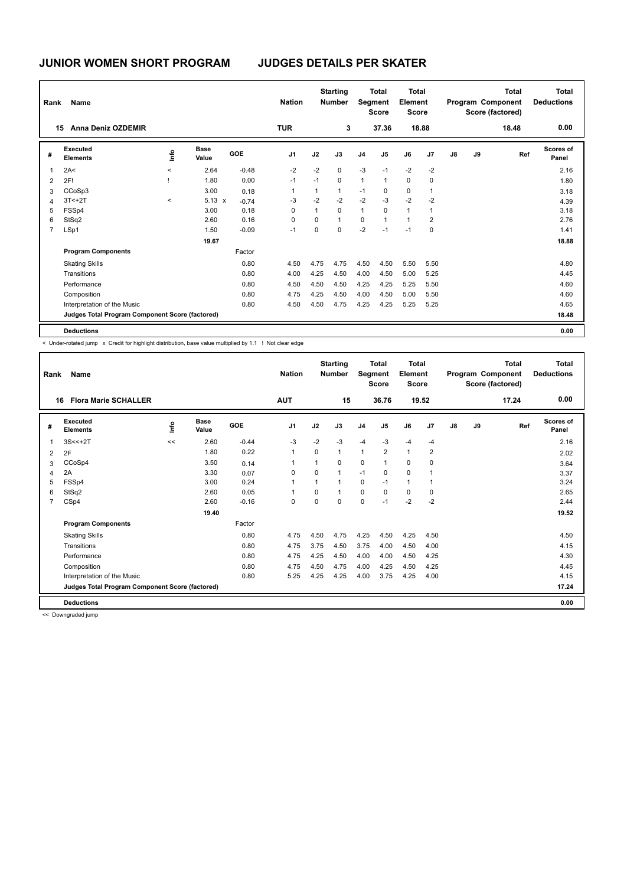# JUNIOR WOMEN SHORT PROGRAM — JUDGES DETAILS PER SKATER

| Rank | Name | Nation | Starting Number | Total Segment Score | Total Element Score | Total Program Component Score (factored) | Total Deductions |
|---|---|---|---|---|---|---|---|
| 15 | Anna Deniz OZDEMIR | TUR | 3 | 37.36 | 18.88 | 18.48 | 0.00 |

| # | Executed Elements | Info | Base Value | | GOE | J1 | J2 | J3 | J4 | J5 | J6 | J7 | J8 | J9 | Ref | Scores of Panel |
|---|---|---|---|---|---|---|---|---|---|---|---|---|---|---|---|---|
| 1 | 2A< | < | 2.64 | | -0.48 | -2 | -2 | 0 | -3 | -1 | -2 | -2 | | | | 2.16 |
| 2 | 2F! | ! | 1.80 | | 0.00 | -1 | -1 | 0 | 1 | 1 | 0 | 0 | | | | 1.80 |
| 3 | CCoSp3 | | 3.00 | | 0.18 | 1 | 1 | 1 | -1 | 0 | 0 | 1 | | | | 3.18 |
| 4 | 3T<+2T | < | 5.13 | x | -0.74 | -3 | -2 | -2 | -2 | -3 | -2 | -2 | | | | 4.39 |
| 5 | FSSp4 | | 3.00 | | 0.18 | 0 | 1 | 0 | 1 | 0 | 1 | 1 | | | | 3.18 |
| 6 | StSq2 | | 2.60 | | 0.16 | 0 | 0 | 1 | 0 | 1 | 1 | 2 | | | | 2.76 |
| 7 | LSp1 | | 1.50 | | -0.09 | -1 | 0 | 0 | -2 | -1 | -1 | 0 | | | | 1.41 |
| | | | 19.67 | | | | | | | | | | | | | 18.88 |
| | **Program Components** | | | | Factor | | | | | | | | | | | |
| | Skating Skills | | | | 0.80 | 4.50 | 4.75 | 4.75 | 4.50 | 4.50 | 5.50 | 5.50 | | | | 4.80 |
| | Transitions | | | | 0.80 | 4.00 | 4.25 | 4.50 | 4.00 | 4.50 | 5.00 | 5.25 | | | | 4.45 |
| | Performance | | | | 0.80 | 4.50 | 4.50 | 4.50 | 4.25 | 4.25 | 5.25 | 5.50 | | | | 4.60 |
| | Composition | | | | 0.80 | 4.75 | 4.25 | 4.50 | 4.00 | 4.50 | 5.00 | 5.50 | | | | 4.60 |
| | Interpretation of the Music | | | | 0.80 | 4.50 | 4.50 | 4.75 | 4.25 | 4.25 | 5.25 | 5.25 | | | | 4.65 |
| | **Judges Total Program Component Score (factored)** | | | | | | | | | | | | | | | 18.48 |
| | **Deductions** | | | | | | | | | | | | | | | 0.00 |

< Under-rotated jump x Credit for highlight distribution, base value multiplied by 1.1 ! Not clear edge

| Rank | Name | Nation | Starting Number | Total Segment Score | Total Element Score | Total Program Component Score (factored) | Total Deductions |
|---|---|---|---|---|---|---|---|
| 16 | Flora Marie SCHALLER | AUT | 15 | 36.76 | 19.52 | 17.24 | 0.00 |

| # | Executed Elements | Info | Base Value | GOE | J1 | J2 | J3 | J4 | J5 | J6 | J7 | J8 | J9 | Ref | Scores of Panel |
|---|---|---|---|---|---|---|---|---|---|---|---|---|---|---|---|
| 1 | 3S<<+2T | << | 2.60 | -0.44 | -3 | -2 | -3 | -4 | -3 | -4 | -4 | | | | 2.16 |
| 2 | 2F | | 1.80 | 0.22 | 1 | 0 | 1 | 1 | 2 | 1 | 2 | | | | 2.02 |
| 3 | CCoSp4 | | 3.50 | 0.14 | 1 | 1 | 0 | 0 | 1 | 0 | 0 | | | | 3.64 |
| 4 | 2A | | 3.30 | 0.07 | 0 | 0 | 1 | -1 | 0 | 0 | 1 | | | | 3.37 |
| 5 | FSSp4 | | 3.00 | 0.24 | 1 | 1 | 1 | 0 | -1 | 1 | 1 | | | | 3.24 |
| 6 | StSq2 | | 2.60 | 0.05 | 1 | 0 | 1 | 0 | 0 | 0 | 0 | | | | 2.65 |
| 7 | CSp4 | | 2.60 | -0.16 | 0 | 0 | 0 | 0 | -1 | -2 | -2 | | | | 2.44 |
| | | | 19.40 | | | | | | | | | | | | 19.52 |
| | **Program Components** | | | Factor | | | | | | | | | | | |
| | Skating Skills | | | 0.80 | 4.75 | 4.50 | 4.75 | 4.25 | 4.50 | 4.25 | 4.50 | | | | 4.50 |
| | Transitions | | | 0.80 | 4.75 | 3.75 | 4.50 | 3.75 | 4.00 | 4.50 | 4.00 | | | | 4.15 |
| | Performance | | | 0.80 | 4.75 | 4.25 | 4.50 | 4.00 | 4.00 | 4.50 | 4.25 | | | | 4.30 |
| | Composition | | | 0.80 | 4.75 | 4.50 | 4.75 | 4.00 | 4.25 | 4.50 | 4.25 | | | | 4.45 |
| | Interpretation of the Music | | | 0.80 | 5.25 | 4.25 | 4.25 | 4.00 | 3.75 | 4.25 | 4.00 | | | | 4.15 |
| | **Judges Total Program Component Score (factored)** | | | | | | | | | | | | | | 17.24 |
| | **Deductions** | | | | | | | | | | | | | | 0.00 |

<< Downgraded jump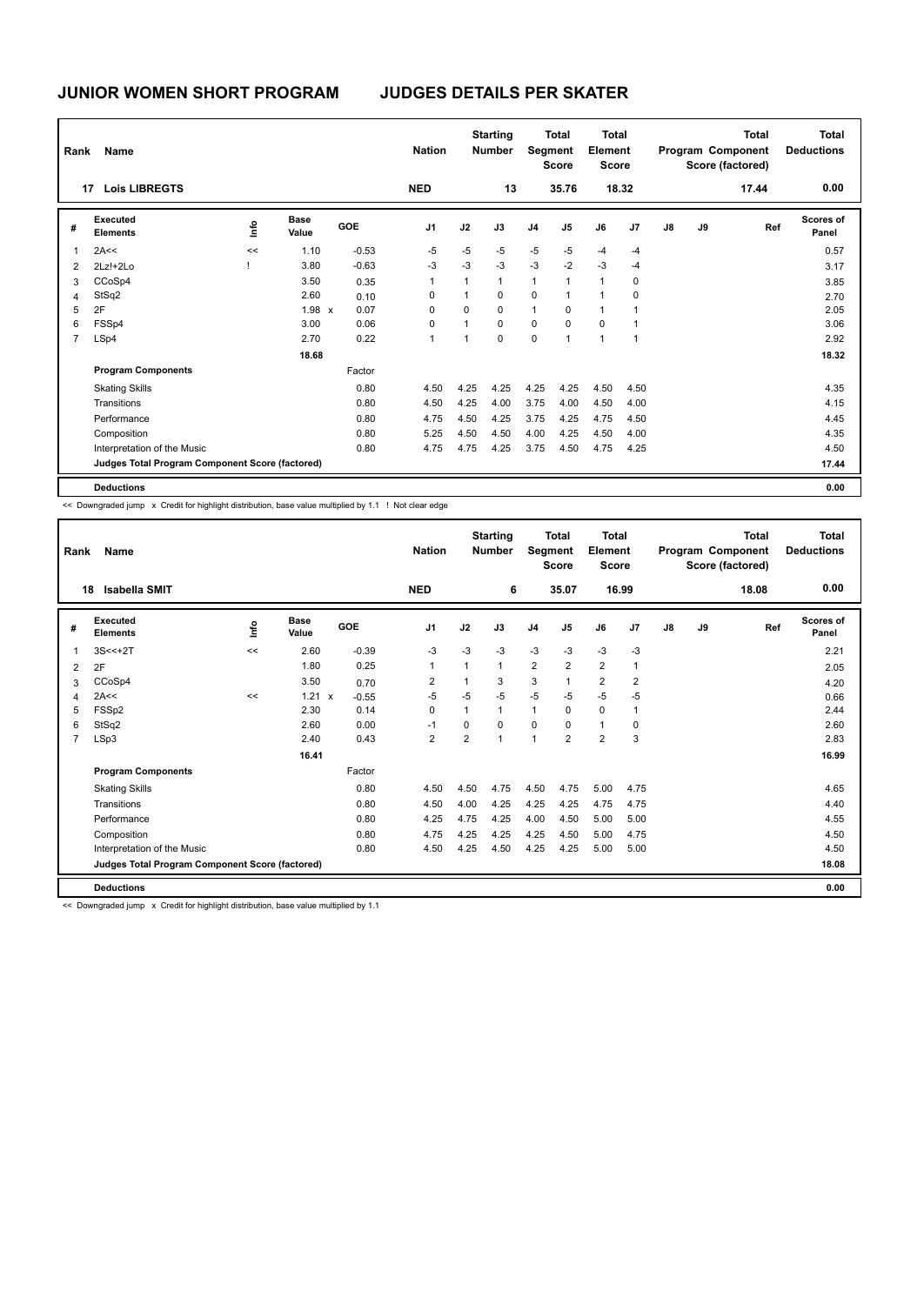# JUNIOR WOMEN SHORT PROGRAM JUDGES DETAILS PER SKATER

| Rank | Name | Nation | Starting Number | Total Segment Score | Total Element Score | Total Program Component Score (factored) | Total Deductions |
|---|---|---|---|---|---|---|---|
| 17 | Lois LIBREGTS | NED | 13 | 35.76 | 18.32 | 17.44 | 0.00 |

| # | Executed Elements | Info | Base Value | | GOE | J1 | J2 | J3 | J4 | J5 | J6 | J7 | J8 | J9 | Ref | Scores of Panel |
|---|---|---|---|---|---|---|---|---|---|---|---|---|---|---|---|---|
| 1 | 2A<< | << | 1.10 | | -0.53 | -5 | -5 | -5 | -5 | -5 | -4 | -4 | | | | 0.57 |
| 2 | 2Lz!+2Lo | ! | 3.80 | | -0.63 | -3 | -3 | -3 | -3 | -2 | -3 | -4 | | | | 3.17 |
| 3 | CCoSp4 | | 3.50 | | 0.35 | 1 | 1 | 1 | 1 | 1 | 1 | 0 | | | | 3.85 |
| 4 | StSq2 | | 2.60 | | 0.10 | 0 | 1 | 0 | 0 | 1 | 1 | 0 | | | | 2.70 |
| 5 | 2F | | 1.98 | x | 0.07 | 0 | 0 | 0 | 1 | 0 | 1 | 1 | | | | 2.05 |
| 6 | FSSp4 | | 3.00 | | 0.06 | 0 | 1 | 0 | 0 | 0 | 0 | 1 | | | | 3.06 |
| 7 | LSp4 | | 2.70 | | 0.22 | 1 | 1 | 0 | 0 | 1 | 1 | 1 | | | | 2.92 |
| | | | 18.68 | | | | | | | | | | | | | 18.32 |
| | **Program Components** | | | | Factor | | | | | | | | | | | |
| | Skating Skills | | | | 0.80 | 4.50 | 4.25 | 4.25 | 4.25 | 4.25 | 4.50 | 4.50 | | | | 4.35 |
| | Transitions | | | | 0.80 | 4.50 | 4.25 | 4.00 | 3.75 | 4.00 | 4.50 | 4.00 | | | | 4.15 |
| | Performance | | | | 0.80 | 4.75 | 4.50 | 4.25 | 3.75 | 4.25 | 4.75 | 4.50 | | | | 4.45 |
| | Composition | | | | 0.80 | 5.25 | 4.50 | 4.50 | 4.00 | 4.25 | 4.50 | 4.00 | | | | 4.35 |
| | Interpretation of the Music | | | | 0.80 | 4.75 | 4.75 | 4.25 | 3.75 | 4.50 | 4.75 | 4.25 | | | | 4.50 |
| | **Judges Total Program Component Score (factored)** | | | | | | | | | | | | | | | 17.44 |
| | **Deductions** | | | | | | | | | | | | | | | 0.00 |

<< Downgraded jump x Credit for highlight distribution, base value multiplied by 1.1 ! Not clear edge

| Rank | Name | Nation | Starting Number | Total Segment Score | Total Element Score | Total Program Component Score (factored) | Total Deductions |
|---|---|---|---|---|---|---|---|
| 18 | Isabella SMIT | NED | 6 | 35.07 | 16.99 | 18.08 | 0.00 |

| # | Executed Elements | Info | Base Value | | GOE | J1 | J2 | J3 | J4 | J5 | J6 | J7 | J8 | J9 | Ref | Scores of Panel |
|---|---|---|---|---|---|---|---|---|---|---|---|---|---|---|---|---|
| 1 | 3S<<+2T | << | 2.60 | | -0.39 | -3 | -3 | -3 | -3 | -3 | -3 | -3 | | | | 2.21 |
| 2 | 2F | | 1.80 | | 0.25 | 1 | 1 | 1 | 2 | 2 | 2 | 1 | | | | 2.05 |
| 3 | CCoSp4 | | 3.50 | | 0.70 | 2 | 1 | 3 | 3 | 1 | 2 | 2 | | | | 4.20 |
| 4 | 2A<< | << | 1.21 | x | -0.55 | -5 | -5 | -5 | -5 | -5 | -5 | -5 | | | | 0.66 |
| 5 | FSSp2 | | 2.30 | | 0.14 | 0 | 1 | 1 | 1 | 0 | 0 | 1 | | | | 2.44 |
| 6 | StSq2 | | 2.60 | | 0.00 | -1 | 0 | 0 | 0 | 0 | 1 | 0 | | | | 2.60 |
| 7 | LSp3 | | 2.40 | | 0.43 | 2 | 2 | 1 | 1 | 2 | 2 | 3 | | | | 2.83 |
| | | | 16.41 | | | | | | | | | | | | | 16.99 |
| | **Program Components** | | | | Factor | | | | | | | | | | | |
| | Skating Skills | | | | 0.80 | 4.50 | 4.50 | 4.75 | 4.50 | 4.75 | 5.00 | 4.75 | | | | 4.65 |
| | Transitions | | | | 0.80 | 4.50 | 4.00 | 4.25 | 4.25 | 4.25 | 4.75 | 4.75 | | | | 4.40 |
| | Performance | | | | 0.80 | 4.25 | 4.75 | 4.25 | 4.00 | 4.50 | 5.00 | 5.00 | | | | 4.55 |
| | Composition | | | | 0.80 | 4.75 | 4.25 | 4.25 | 4.25 | 4.50 | 5.00 | 4.75 | | | | 4.50 |
| | Interpretation of the Music | | | | 0.80 | 4.50 | 4.25 | 4.50 | 4.25 | 4.25 | 5.00 | 5.00 | | | | 4.50 |
| | **Judges Total Program Component Score (factored)** | | | | | | | | | | | | | | | 18.08 |
| | **Deductions** | | | | | | | | | | | | | | | 0.00 |

<< Downgraded jump x Credit for highlight distribution, base value multiplied by 1.1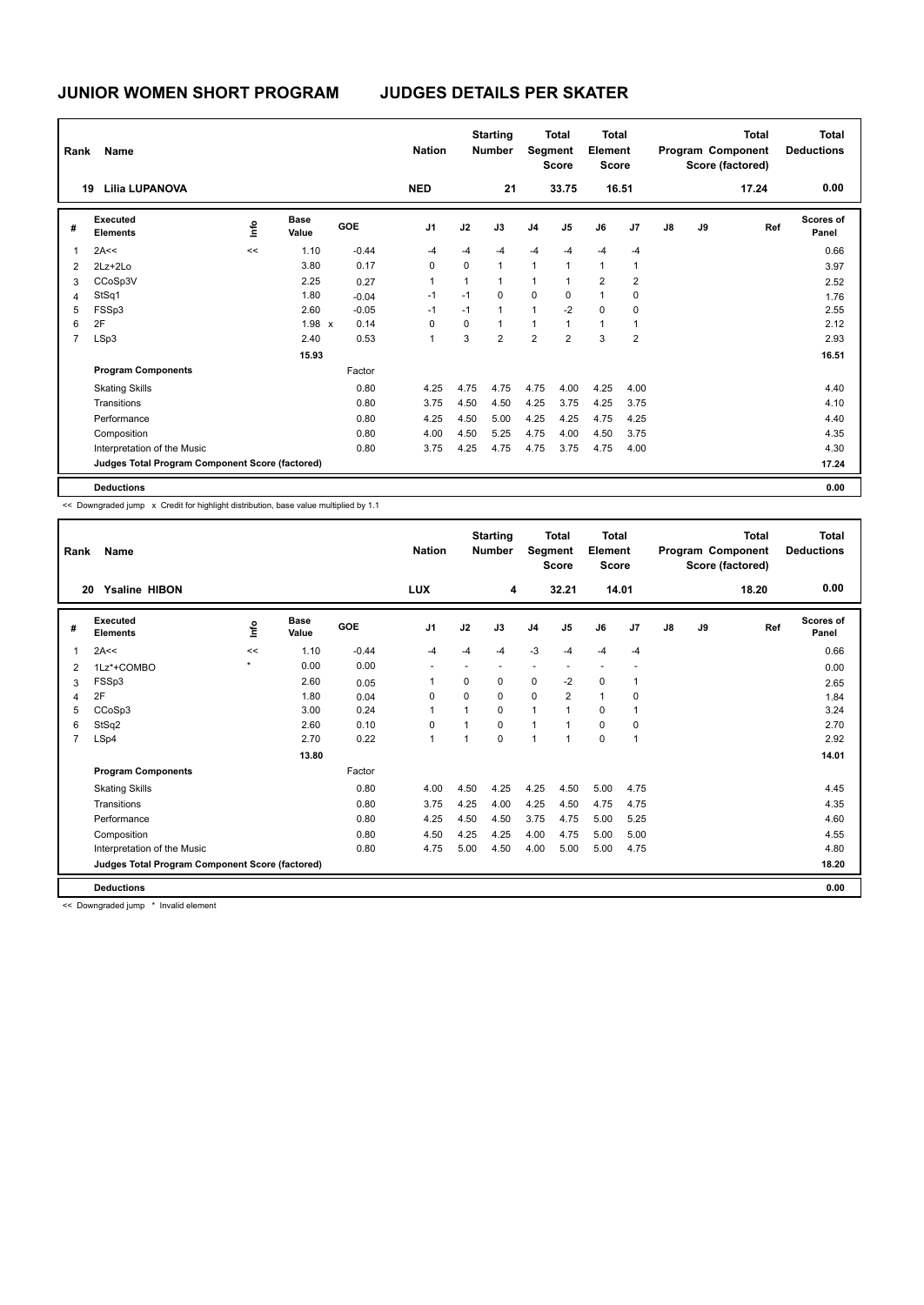# JUNIOR WOMEN SHORT PROGRAM JUDGES DETAILS PER SKATER

| Rank | Name | Nation | Starting Number | Total Segment Score | Total Element Score | Total Program Component Score (factored) | Total Deductions |
|---|---|---|---|---|---|---|---|
| 19 | Lilia LUPANOVA | NED | 21 | 33.75 | 16.51 | 17.24 | 0.00 |

| # | Executed Elements | Info | Base Value | GOE | J1 | J2 | J3 | J4 | J5 | J6 | J7 | J8 | J9 | Ref | Scores of Panel |
|---|---|---|---|---|---|---|---|---|---|---|---|---|---|---|---|
| 1 | 2A<< | << | 1.10 | -0.44 | -4 | -4 | -4 | -4 | -4 | -4 | -4 | | | | 0.66 |
| 2 | 2Lz+2Lo | | 3.80 | 0.17 | 0 | 0 | 1 | 1 | 1 | 1 | 1 | | | | 3.97 |
| 3 | CCoSp3V | | 2.25 | 0.27 | 1 | 1 | 1 | 1 | 1 | 2 | 2 | | | | 2.52 |
| 4 | StSq1 | | 1.80 | -0.04 | -1 | -1 | 0 | 0 | 0 | 1 | 0 | | | | 1.76 |
| 5 | FSSp3 | | 2.60 | -0.05 | -1 | -1 | 1 | 1 | -2 | 0 | 0 | | | | 2.55 |
| 6 | 2F | | 1.98 x | 0.14 | 0 | 0 | 1 | 1 | 1 | 1 | 1 | | | | 2.12 |
| 7 | LSp3 | | 2.40 | 0.53 | 1 | 3 | 2 | 2 | 2 | 3 | 2 | | | | 2.93 |
| | | | 15.93 | | | | | | | | | | | | 16.51 |
| | **Program Components** | | | Factor | | | | | | | | | | | |
| | Skating Skills | | | 0.80 | 4.25 | 4.75 | 4.75 | 4.75 | 4.00 | 4.25 | 4.00 | | | | 4.40 |
| | Transitions | | | 0.80 | 3.75 | 4.50 | 4.50 | 4.25 | 3.75 | 4.25 | 3.75 | | | | 4.10 |
| | Performance | | | 0.80 | 4.25 | 4.50 | 5.00 | 4.25 | 4.25 | 4.75 | 4.25 | | | | 4.40 |
| | Composition | | | 0.80 | 4.00 | 4.50 | 5.25 | 4.75 | 4.00 | 4.50 | 3.75 | | | | 4.35 |
| | Interpretation of the Music | | | 0.80 | 3.75 | 4.25 | 4.75 | 4.75 | 3.75 | 4.75 | 4.00 | | | | 4.30 |
| | **Judges Total Program Component Score (factored)** | | | | | | | | | | | | | | 17.24 |
| | **Deductions** | | | | | | | | | | | | | | 0.00 |

<< Downgraded jump x Credit for highlight distribution, base value multiplied by 1.1

| Rank | Name | Nation | Starting Number | Total Segment Score | Total Element Score | Total Program Component Score (factored) | Total Deductions |
|---|---|---|---|---|---|---|---|
| 20 | Ysaline HIBON | LUX | 4 | 32.21 | 14.01 | 18.20 | 0.00 |

| # | Executed Elements | Info | Base Value | GOE | J1 | J2 | J3 | J4 | J5 | J6 | J7 | J8 | J9 | Ref | Scores of Panel |
|---|---|---|---|---|---|---|---|---|---|---|---|---|---|---|---|
| 1 | 2A<< | << | 1.10 | -0.44 | -4 | -4 | -4 | -3 | -4 | -4 | -4 | | | | 0.66 |
| 2 | 1Lz*+COMBO | * | 0.00 | 0.00 | - | - | - | - | - | - | - | | | | 0.00 |
| 3 | FSSp3 | | 2.60 | 0.05 | 1 | 0 | 0 | 0 | -2 | 0 | 1 | | | | 2.65 |
| 4 | 2F | | 1.80 | 0.04 | 0 | 0 | 0 | 0 | 2 | 1 | 0 | | | | 1.84 |
| 5 | CCoSp3 | | 3.00 | 0.24 | 1 | 1 | 0 | 1 | 1 | 0 | 1 | | | | 3.24 |
| 6 | StSq2 | | 2.60 | 0.10 | 0 | 1 | 0 | 1 | 1 | 0 | 0 | | | | 2.70 |
| 7 | LSp4 | | 2.70 | 0.22 | 1 | 1 | 0 | 1 | 1 | 0 | 1 | | | | 2.92 |
| | | | 13.80 | | | | | | | | | | | | 14.01 |
| | **Program Components** | | | Factor | | | | | | | | | | | |
| | Skating Skills | | | 0.80 | 4.00 | 4.50 | 4.25 | 4.25 | 4.50 | 5.00 | 4.75 | | | | 4.45 |
| | Transitions | | | 0.80 | 3.75 | 4.25 | 4.00 | 4.25 | 4.50 | 4.75 | 4.75 | | | | 4.35 |
| | Performance | | | 0.80 | 4.25 | 4.50 | 4.50 | 3.75 | 4.75 | 5.00 | 5.25 | | | | 4.60 |
| | Composition | | | 0.80 | 4.50 | 4.25 | 4.25 | 4.00 | 4.75 | 5.00 | 5.00 | | | | 4.55 |
| | Interpretation of the Music | | | 0.80 | 4.75 | 5.00 | 4.50 | 4.00 | 5.00 | 5.00 | 4.75 | | | | 4.80 |
| | **Judges Total Program Component Score (factored)** | | | | | | | | | | | | | | 18.20 |
| | **Deductions** | | | | | | | | | | | | | | 0.00 |

<< Downgraded jump * Invalid element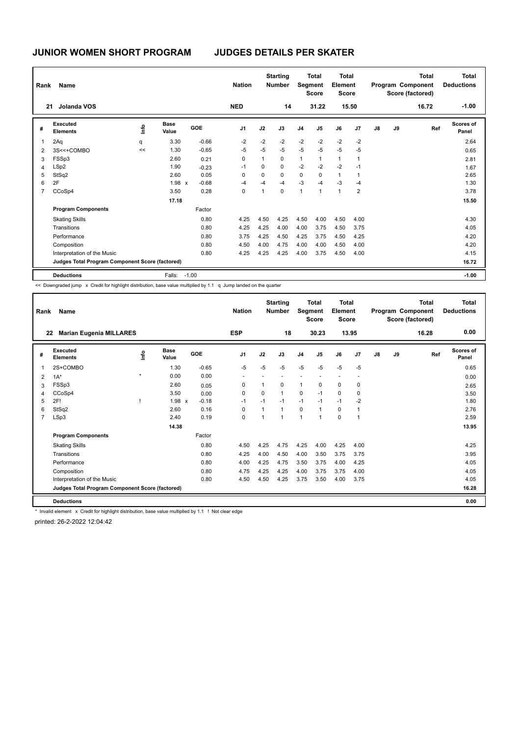# JUNIOR WOMEN SHORT PROGRAM JUDGES DETAILS PER SKATER

| Rank | Name | Nation | Starting Number | Total Segment Score | Total Element Score | Total Program Component Score (factored) | Total Deductions |
|---|---|---|---|---|---|---|---|
| 21 | Jolanda VOS | NED | 14 | 31.22 | 15.50 | 16.72 | -1.00 |

| # | Executed Elements | Info | Base Value | | GOE | J1 | J2 | J3 | J4 | J5 | J6 | J7 | J8 | J9 | Ref | Scores of Panel |
|---|---|---|---|---|---|---|---|---|---|---|---|---|---|---|---|---|
| 1 | 2Aq | q | 3.30 | | -0.66 | -2 | -2 | -2 | -2 | -2 | -2 | -2 | | | | 2.64 |
| 2 | 3S<<+COMBO | << | 1.30 | | -0.65 | -5 | -5 | -5 | -5 | -5 | -5 | -5 | | | | 0.65 |
| 3 | FSSp3 | | 2.60 | | 0.21 | 0 | 1 | 0 | 1 | 1 | 1 | 1 | | | | 2.81 |
| 4 | LSp2 | | 1.90 | | -0.23 | -1 | 0 | 0 | -2 | -2 | -2 | -1 | | | | 1.67 |
| 5 | StSq2 | | 2.60 | | 0.05 | 0 | 0 | 0 | 0 | 0 | 1 | 1 | | | | 2.65 |
| 6 | 2F | | 1.98 | x | -0.68 | -4 | -4 | -4 | -3 | -4 | -3 | -4 | | | | 1.30 |
| 7 | CCoSp4 | | 3.50 | | 0.28 | 0 | 1 | 0 | 1 | 1 | 1 | 2 | | | | 3.78 |
| | | | 17.18 | | | | | | | | | | | | | 15.50 |
| | **Program Components** | | | | Factor | | | | | | | | | | | |
| | Skating Skills | | | | 0.80 | 4.25 | 4.50 | 4.25 | 4.50 | 4.00 | 4.50 | 4.00 | | | | 4.30 |
| | Transitions | | | | 0.80 | 4.25 | 4.25 | 4.00 | 4.00 | 3.75 | 4.50 | 3.75 | | | | 4.05 |
| | Performance | | | | 0.80 | 3.75 | 4.25 | 4.50 | 4.25 | 3.75 | 4.50 | 4.25 | | | | 4.20 |
| | Composition | | | | 0.80 | 4.50 | 4.00 | 4.75 | 4.00 | 4.00 | 4.50 | 4.00 | | | | 4.20 |
| | Interpretation of the Music | | | | 0.80 | 4.25 | 4.25 | 4.25 | 4.00 | 3.75 | 4.50 | 4.00 | | | | 4.15 |
| | **Judges Total Program Component Score (factored)** | | | | | | | | | | | | | | | 16.72 |
| | **Deductions** | | Falls: | | -1.00 | | | | | | | | | | | -1.00 |

<< Downgraded jump x Credit for highlight distribution, base value multiplied by 1.1 q Jump landed on the quarter

| Rank | Name | Nation | Starting Number | Total Segment Score | Total Element Score | Total Program Component Score (factored) | Total Deductions |
|---|---|---|---|---|---|---|---|
| 22 | Marian Eugenia MILLARES | ESP | 18 | 30.23 | 13.95 | 16.28 | 0.00 |

| # | Executed Elements | Info | Base Value | | GOE | J1 | J2 | J3 | J4 | J5 | J6 | J7 | J8 | J9 | Ref | Scores of Panel |
|---|---|---|---|---|---|---|---|---|---|---|---|---|---|---|---|---|
| 1 | 2S+COMBO | | 1.30 | | -0.65 | -5 | -5 | -5 | -5 | -5 | -5 | -5 | | | | 0.65 |
| 2 | 1A* | * | 0.00 | | 0.00 | - | - | - | - | - | - | - | | | | 0.00 |
| 3 | FSSp3 | | 2.60 | | 0.05 | 0 | 1 | 0 | 1 | 0 | 0 | 0 | | | | 2.65 |
| 4 | CCoSp4 | | 3.50 | | 0.00 | 0 | 0 | 1 | 0 | -1 | 0 | 0 | | | | 3.50 |
| 5 | 2F! | ! | 1.98 | x | -0.18 | -1 | -1 | -1 | -1 | -1 | -1 | -2 | | | | 1.80 |
| 6 | StSq2 | | 2.60 | | 0.16 | 0 | 1 | 1 | 0 | 1 | 0 | 1 | | | | 2.76 |
| 7 | LSp3 | | 2.40 | | 0.19 | 0 | 1 | 1 | 1 | 1 | 0 | 1 | | | | 2.59 |
| | | | 14.38 | | | | | | | | | | | | | 13.95 |
| | **Program Components** | | | | Factor | | | | | | | | | | | |
| | Skating Skills | | | | 0.80 | 4.50 | 4.25 | 4.75 | 4.25 | 4.00 | 4.25 | 4.00 | | | | 4.25 |
| | Transitions | | | | 0.80 | 4.25 | 4.00 | 4.50 | 4.00 | 3.50 | 3.75 | 3.75 | | | | 3.95 |
| | Performance | | | | 0.80 | 4.00 | 4.25 | 4.75 | 3.50 | 3.75 | 4.00 | 4.25 | | | | 4.05 |
| | Composition | | | | 0.80 | 4.75 | 4.25 | 4.25 | 4.00 | 3.75 | 3.75 | 4.00 | | | | 4.05 |
| | Interpretation of the Music | | | | 0.80 | 4.50 | 4.50 | 4.25 | 3.75 | 3.50 | 4.00 | 3.75 | | | | 4.05 |
| | **Judges Total Program Component Score (factored)** | | | | | | | | | | | | | | | 16.28 |
| | **Deductions** | | | | | | | | | | | | | | | 0.00 |

* Invalid element x Credit for highlight distribution, base value multiplied by 1.1 ! Not clear edge

printed: 26-2-2022 12:04:42